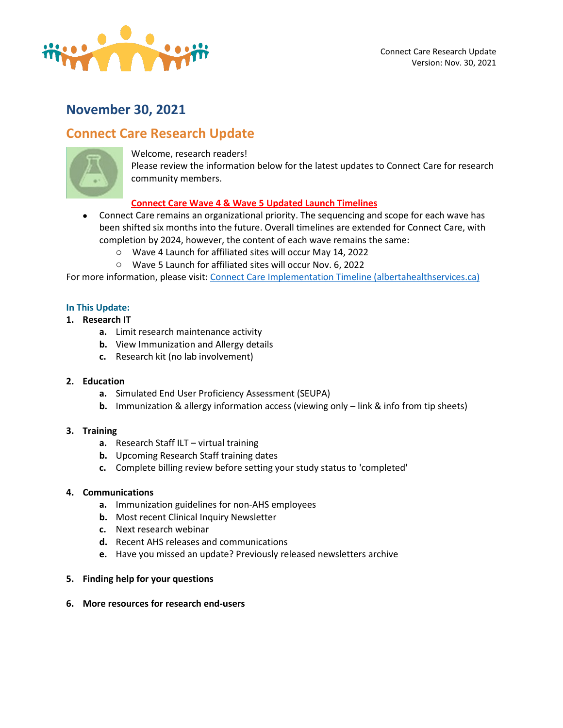Connect Care Research Update
Version: Nov. 30, 2021

# November 30, 2021

## Connect Care Research Update

Welcome, research readers!
Please review the information below for the latest updates to Connect Care for research community members.

**Connect Care Wave 4 & Wave 5 Updated Launch Timelines**

- Connect Care remains an organizational priority. The sequencing and scope for each wave has been shifted six months into the future. Overall timelines are extended for Connect Care, with completion by 2024, however, the content of each wave remains the same:
  - Wave 4 Launch for affiliated sites will occur May 14, 2022
  - Wave 5 Launch for affiliated sites will occur Nov. 6, 2022

For more information, please visit: [Connect Care Implementation Timeline (albertahealthservices.ca)]()

### In This Update:

1. **Research IT**
   - **a.** Limit research maintenance activity
   - **b.** View Immunization and Allergy details
   - **c.** Research kit (no lab involvement)

2. **Education**
   - **a.** Simulated End User Proficiency Assessment (SEUPA)
   - **b.** Immunization & allergy information access (viewing only – link & info from tip sheets)

3. **Training**
   - **a.** Research Staff ILT – virtual training
   - **b.** Upcoming Research Staff training dates
   - **c.** Complete billing review before setting your study status to 'completed'

4. **Communications**
   - **a.** Immunization guidelines for non-AHS employees
   - **b.** Most recent Clinical Inquiry Newsletter
   - **c.** Next research webinar
   - **d.** Recent AHS releases and communications
   - **e.** Have you missed an update? Previously released newsletters archive

5. **Finding help for your questions**

6. **More resources for research end-users**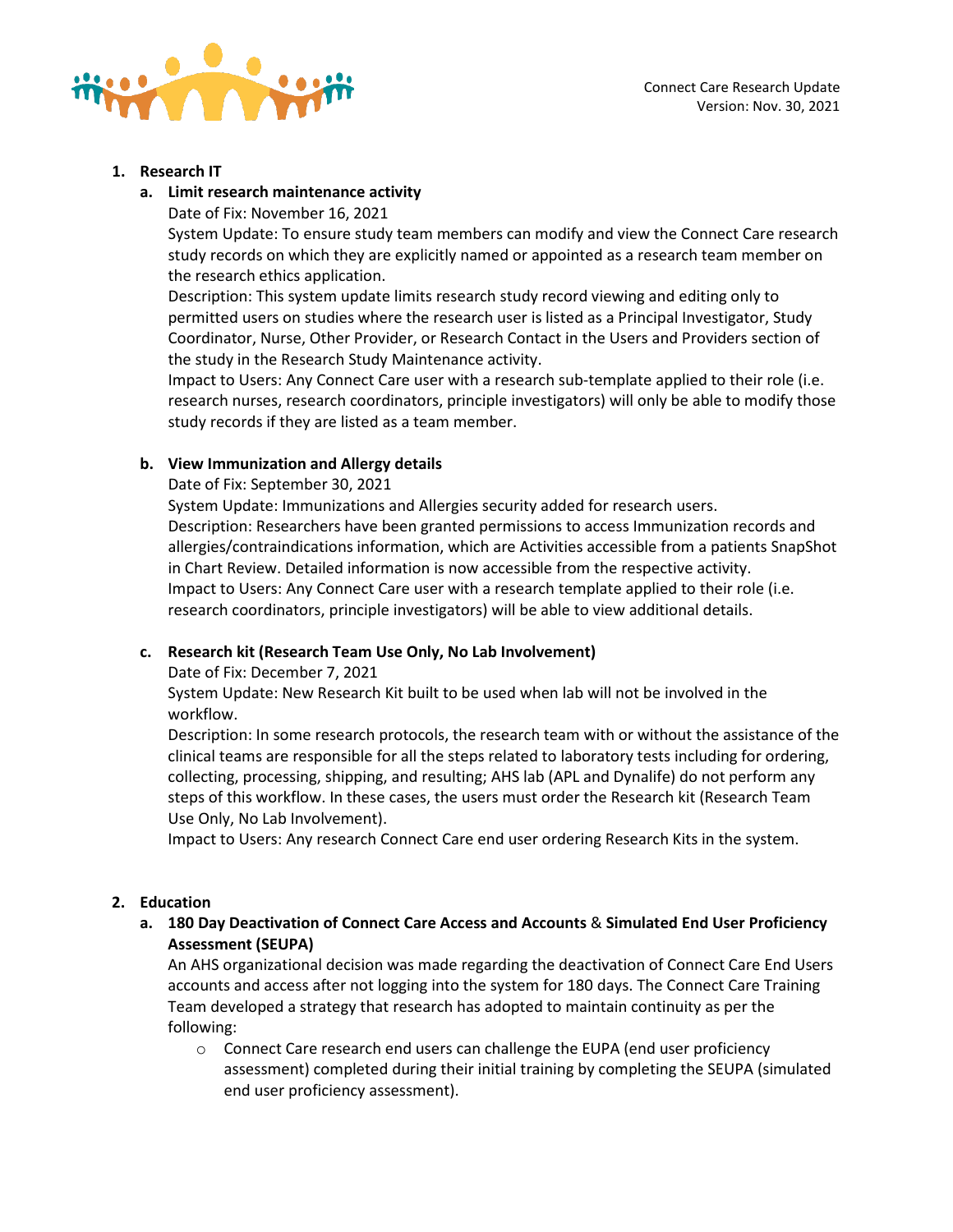1. **Research IT**
   a. **Limit research maintenance activity**
      Date of Fix: November 16, 2021
      System Update: To ensure study team members can modify and view the Connect Care research study records on which they are explicitly named or appointed as a research team member on the research ethics application.
      Description: This system update limits research study record viewing and editing only to permitted users on studies where the research user is listed as a Principal Investigator, Study Coordinator, Nurse, Other Provider, or Research Contact in the Users and Providers section of the study in the Research Study Maintenance activity.
      Impact to Users: Any Connect Care user with a research sub-template applied to their role (i.e. research nurses, research coordinators, principle investigators) will only be able to modify those study records if they are listed as a team member.

   b. **View Immunization and Allergy details**
      Date of Fix: September 30, 2021
      System Update: Immunizations and Allergies security added for research users.
      Description: Researchers have been granted permissions to access Immunization records and allergies/contraindications information, which are Activities accessible from a patients SnapShot in Chart Review. Detailed information is now accessible from the respective activity.
      Impact to Users: Any Connect Care user with a research template applied to their role (i.e. research coordinators, principle investigators) will be able to view additional details.

   c. **Research kit (Research Team Use Only, No Lab Involvement)**
      Date of Fix: December 7, 2021
      System Update: New Research Kit built to be used when lab will not be involved in the workflow.
      Description: In some research protocols, the research team with or without the assistance of the clinical teams are responsible for all the steps related to laboratory tests including for ordering, collecting, processing, shipping, and resulting; AHS lab (APL and Dynalife) do not perform any steps of this workflow. In these cases, the users must order the Research kit (Research Team Use Only, No Lab Involvement).
      Impact to Users: Any research Connect Care end user ordering Research Kits in the system.

2. **Education**
   a. **180 Day Deactivation of Connect Care Access and Accounts** & **Simulated End User Proficiency Assessment (SEUPA)**
      An AHS organizational decision was made regarding the deactivation of Connect Care End Users accounts and access after not logging into the system for 180 days. The Connect Care Training Team developed a strategy that research has adopted to maintain continuity as per the following:
      - Connect Care research end users can challenge the EUPA (end user proficiency assessment) completed during their initial training by completing the SEUPA (simulated end user proficiency assessment).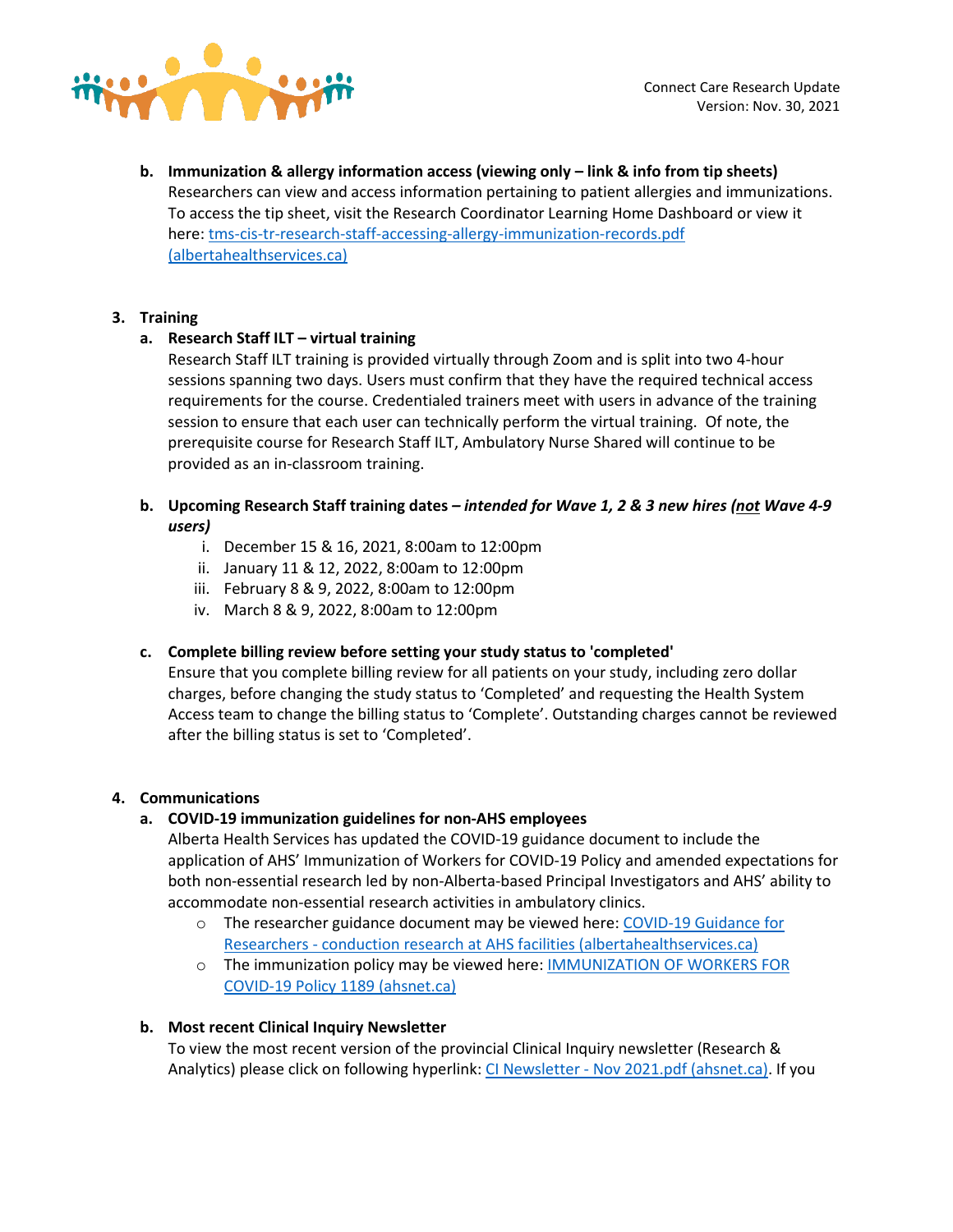**b. Immunization & allergy information access (viewing only – link & info from tip sheets)**

Researchers can view and access information pertaining to patient allergies and immunizations. To access the tip sheet, visit the Research Coordinator Learning Home Dashboard or view it here: [tms-cis-tr-research-staff-accessing-allergy-immunization-records.pdf (albertahealthservices.ca)]()

## 3. Training

**a. Research Staff ILT – virtual training**

Research Staff ILT training is provided virtually through Zoom and is split into two 4-hour sessions spanning two days. Users must confirm that they have the required technical access requirements for the course. Credentialed trainers meet with users in advance of the training session to ensure that each user can technically perform the virtual training. Of note, the prerequisite course for Research Staff ILT, Ambulatory Nurse Shared will continue to be provided as an in-classroom training.

**b. Upcoming Research Staff training dates – *intended for Wave 1, 2 & 3 new hires (<u>not</u> Wave 4-9 users)***

i. December 15 & 16, 2021, 8:00am to 12:00pm
ii. January 11 & 12, 2022, 8:00am to 12:00pm
iii. February 8 & 9, 2022, 8:00am to 12:00pm
iv. March 8 & 9, 2022, 8:00am to 12:00pm

**c. Complete billing review before setting your study status to 'completed'**

Ensure that you complete billing review for all patients on your study, including zero dollar charges, before changing the study status to 'Completed' and requesting the Health System Access team to change the billing status to 'Complete'. Outstanding charges cannot be reviewed after the billing status is set to 'Completed'.

## 4. Communications

**a. COVID-19 immunization guidelines for non-AHS employees**

Alberta Health Services has updated the COVID-19 guidance document to include the application of AHS' Immunization of Workers for COVID-19 Policy and amended expectations for both non-essential research led by non-Alberta-based Principal Investigators and AHS' ability to accommodate non-essential research activities in ambulatory clinics.

- The researcher guidance document may be viewed here: [COVID-19 Guidance for Researchers - conduction research at AHS facilities (albertahealthservices.ca)]()
- The immunization policy may be viewed here: [IMMUNIZATION OF WORKERS FOR COVID-19 Policy 1189 (ahsnet.ca)]()

**b. Most recent Clinical Inquiry Newsletter**

To view the most recent version of the provincial Clinical Inquiry newsletter (Research & Analytics) please click on following hyperlink: [CI Newsletter - Nov 2021.pdf (ahsnet.ca)](). If you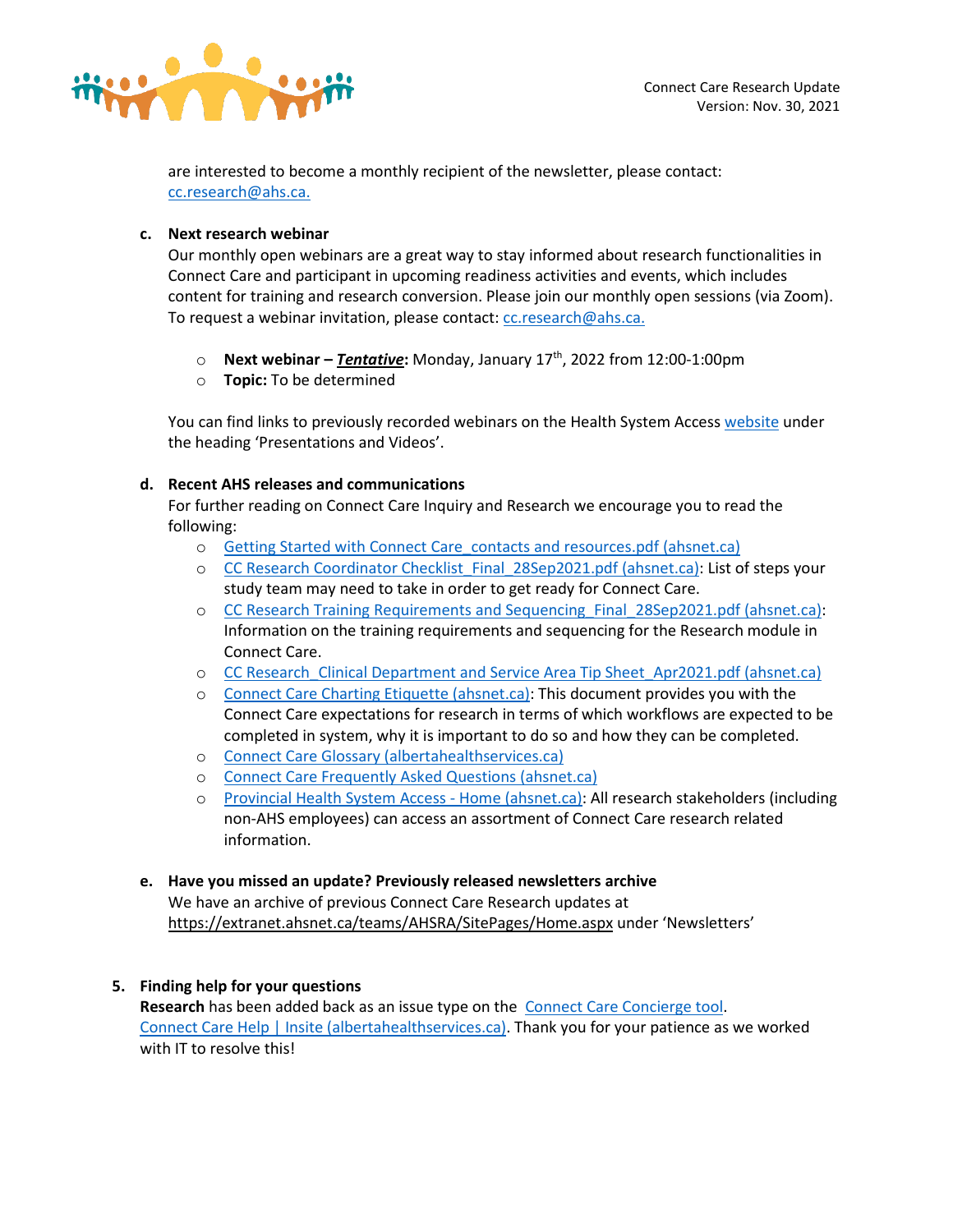are interested to become a monthly recipient of the newsletter, please contact: [cc.research@ahs.ca.](mailto:cc.research@ahs.ca)

**c. Next research webinar**

Our monthly open webinars are a great way to stay informed about research functionalities in Connect Care and participant in upcoming readiness activities and events, which includes content for training and research conversion. Please join our monthly open sessions (via Zoom). To request a webinar invitation, please contact: [cc.research@ahs.ca.](mailto:cc.research@ahs.ca)

- **Next webinar – *Tentative*:** Monday, January 17th, 2022 from 12:00-1:00pm
- **Topic:** To be determined

You can find links to previously recorded webinars on the Health System Access website under the heading 'Presentations and Videos'.

**d. Recent AHS releases and communications**

For further reading on Connect Care Inquiry and Research we encourage you to read the following:

- Getting Started with Connect Care_contacts and resources.pdf (ahsnet.ca)
- CC Research Coordinator Checklist_Final_28Sep2021.pdf (ahsnet.ca): List of steps your study team may need to take in order to get ready for Connect Care.
- CC Research Training Requirements and Sequencing_Final_28Sep2021.pdf (ahsnet.ca): Information on the training requirements and sequencing for the Research module in Connect Care.
- CC Research_Clinical Department and Service Area Tip Sheet_Apr2021.pdf (ahsnet.ca)
- Connect Care Charting Etiquette (ahsnet.ca): This document provides you with the Connect Care expectations for research in terms of which workflows are expected to be completed in system, why it is important to do so and how they can be completed.
- Connect Care Glossary (albertahealthservices.ca)
- Connect Care Frequently Asked Questions (ahsnet.ca)
- Provincial Health System Access - Home (ahsnet.ca): All research stakeholders (including non-AHS employees) can access an assortment of Connect Care research related information.

**e. Have you missed an update? Previously released newsletters archive**

We have an archive of previous Connect Care Research updates at https://extranet.ahsnet.ca/teams/AHSRA/SitePages/Home.aspx under 'Newsletters'

**5. Finding help for your questions**

**Research** has been added back as an issue type on the Connect Care Concierge tool. Connect Care Help | Insite (albertahealthservices.ca). Thank you for your patience as we worked with IT to resolve this!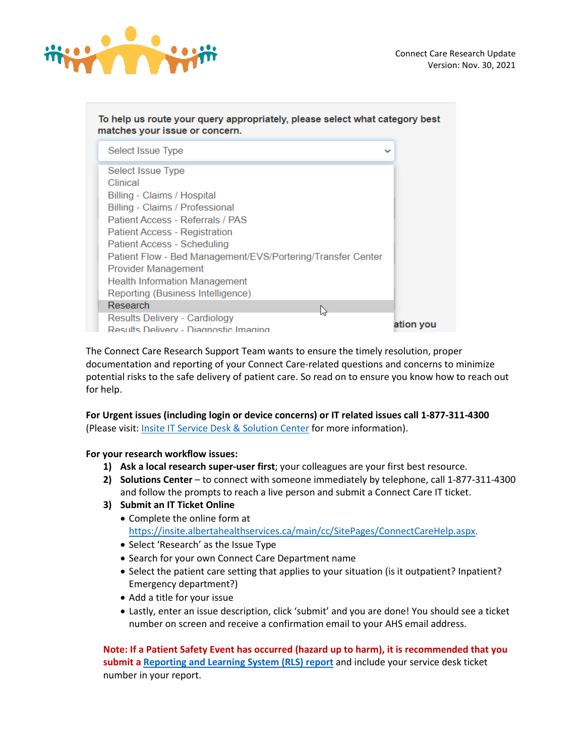The Connect Care Research Support Team wants to ensure the timely resolution, proper documentation and reporting of your Connect Care-related questions and concerns to minimize potential risks to the safe delivery of patient care. So read on to ensure you know how to reach out for help.

**For Urgent issues (including login or device concerns) or IT related issues call 1-877-311-4300** (Please visit: Insite IT Service Desk & Solution Center for more information).

**For your research workflow issues:**

1) **Ask a local research super-user first**; your colleagues are your first best resource.
2) **Solutions Center** – to connect with someone immediately by telephone, call 1-877-311-4300 and follow the prompts to reach a live person and submit a Connect Care IT ticket.
3) **Submit an IT Ticket Online**
   - Complete the online form at https://insite.albertahealthservices.ca/main/cc/SitePages/ConnectCareHelp.aspx.
   - Select 'Research' as the Issue Type
   - Search for your own Connect Care Department name
   - Select the patient care setting that applies to your situation (is it outpatient? Inpatient? Emergency department?)
   - Add a title for your issue
   - Lastly, enter an issue description, click 'submit' and you are done! You should see a ticket number on screen and receive a confirmation email to your AHS email address.

**Note: If a Patient Safety Event has occurred (hazard up to harm), it is recommended that you submit a Reporting and Learning System (RLS) report** and include your service desk ticket number in your report.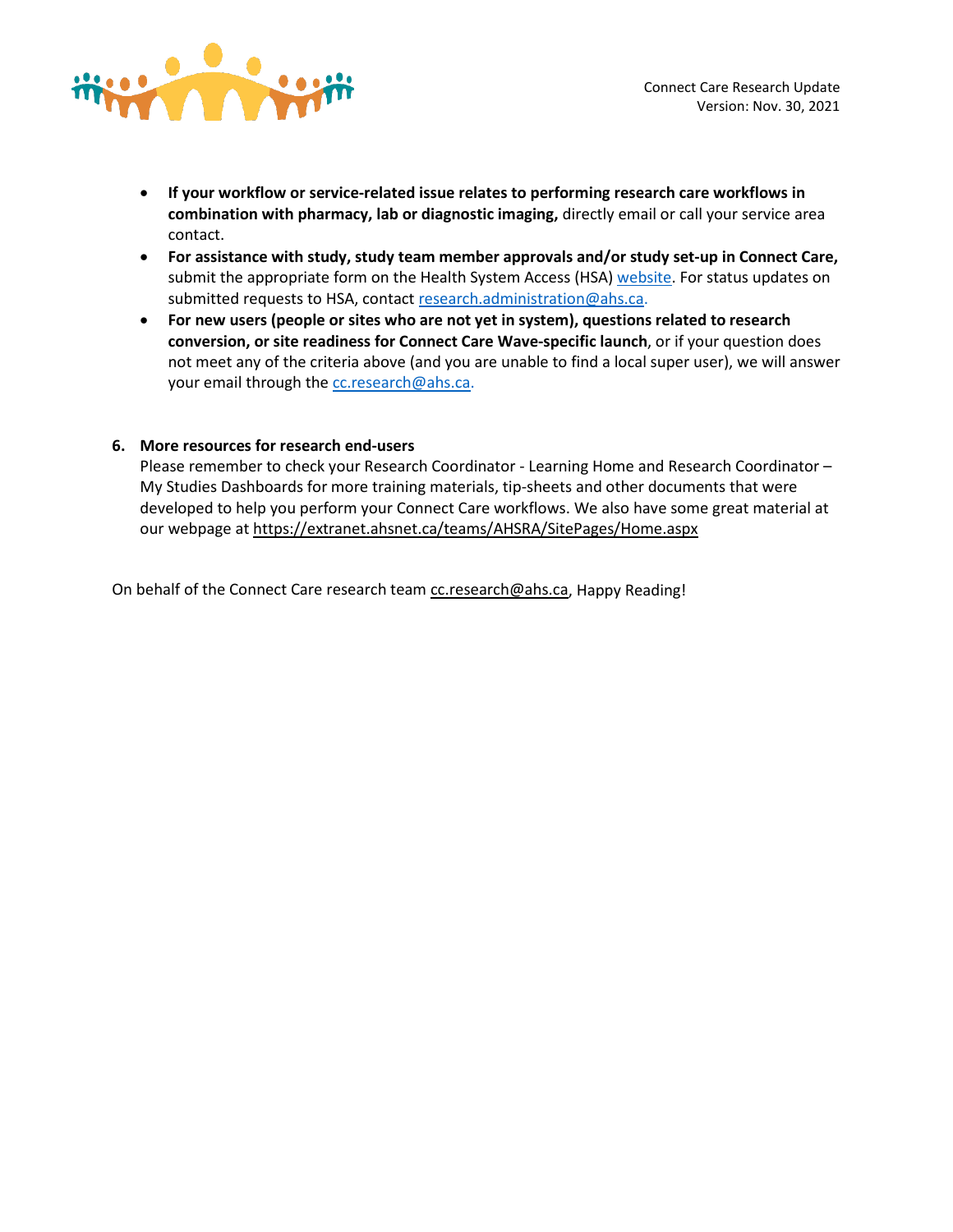- **If your workflow or service-related issue relates to performing research care workflows in combination with pharmacy, lab or diagnostic imaging,** directly email or call your service area contact.
- **For assistance with study, study team member approvals and/or study set-up in Connect Care,** submit the appropriate form on the Health System Access (HSA) website. For status updates on submitted requests to HSA, contact research.administration@ahs.ca.
- **For new users (people or sites who are not yet in system), questions related to research conversion, or site readiness for Connect Care Wave-specific launch**, or if your question does not meet any of the criteria above (and you are unable to find a local super user), we will answer your email through the cc.research@ahs.ca.

## 6. More resources for research end-users

Please remember to check your Research Coordinator - Learning Home and Research Coordinator – My Studies Dashboards for more training materials, tip-sheets and other documents that were developed to help you perform your Connect Care workflows. We also have some great material at our webpage at https://extranet.ahsnet.ca/teams/AHSRA/SitePages/Home.aspx

On behalf of the Connect Care research team cc.research@ahs.ca, Happy Reading!